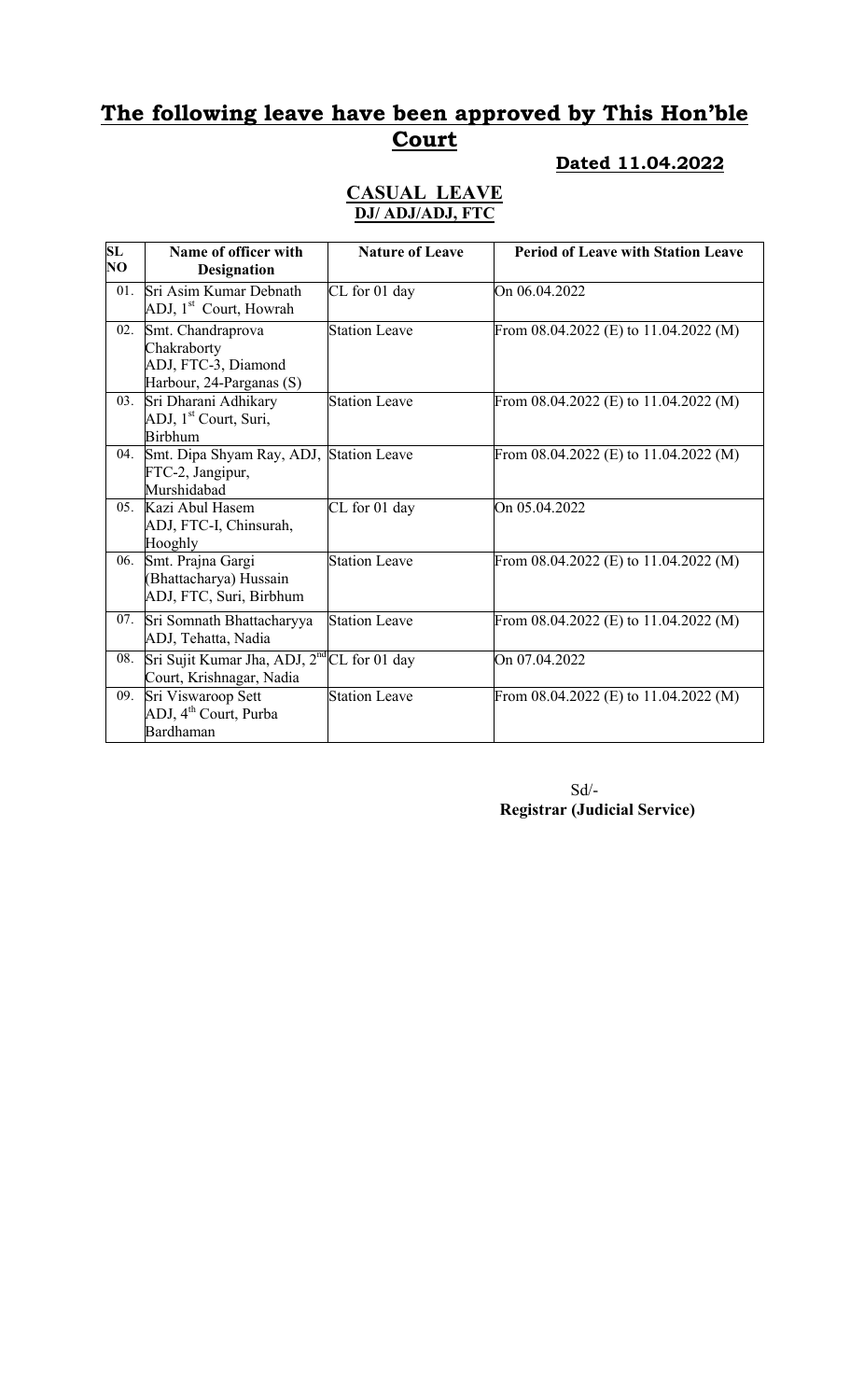# The following leave have been approved by This Hon'ble Court

**Dated 11.04.2022**

## CASUAL LEAVE

**DJ/ ADJ/ADJ, FTC**

| SL NO | Name of officer with Designation | Nature of Leave | Period of Leave with Station Leave |
|---|---|---|---|
| 01. | Sri Asim Kumar Debnath ADJ, 1st Court, Howrah | CL for 01 day | On 06.04.2022 |
| 02. | Smt. Chandraprova Chakraborty ADJ, FTC-3, Diamond Harbour, 24-Parganas (S) | Station Leave | From 08.04.2022 (E) to 11.04.2022 (M) |
| 03. | Sri Dharani Adhikary ADJ, 1st Court, Suri, Birbhum | Station Leave | From 08.04.2022 (E) to 11.04.2022 (M) |
| 04. | Smt. Dipa Shyam Ray, ADJ, FTC-2, Jangipur, Murshidabad | Station Leave | From 08.04.2022 (E) to 11.04.2022 (M) |
| 05. | Kazi Abul Hasem ADJ, FTC-I, Chinsurah, Hooghly | CL for 01 day | On 05.04.2022 |
| 06. | Smt. Prajna Gargi (Bhattacharya) Hussain ADJ, FTC, Suri, Birbhum | Station Leave | From 08.04.2022 (E) to 11.04.2022 (M) |
| 07. | Sri Somnath Bhattacharyya ADJ, Tehatta, Nadia | Station Leave | From 08.04.2022 (E) to 11.04.2022 (M) |
| 08. | Sri Sujit Kumar Jha, ADJ, 2nd Court, Krishnagar, Nadia | CL for 01 day | On 07.04.2022 |
| 09. | Sri Viswaroop Sett ADJ, 4th Court, Purba Bardhaman | Station Leave | From 08.04.2022 (E) to 11.04.2022 (M) |

Sd/-

**Registrar (Judicial Service)**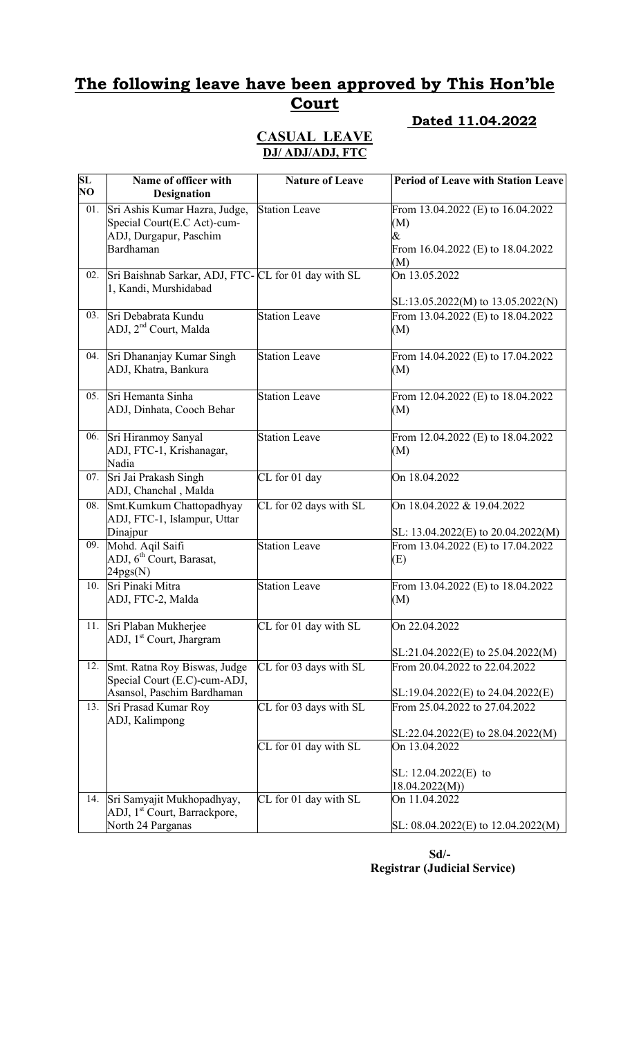## **The following leave have been approved by This Hon'ble Court**

**Dated 11.04.2022**

### **CASUAL LEAVE**

**DJ/ ADJ/ADJ, FTC**

| SL NO | Name of officer with Designation | Nature of Leave | Period of Leave with Station Leave |
|---|---|---|---|
| 01. | Sri Ashis Kumar Hazra, Judge, Special Court(E.C Act)-cum-ADJ, Durgapur, Paschim Bardhaman | Station Leave | From 13.04.2022 (E) to 16.04.2022 (M) & From 16.04.2022 (E) to 18.04.2022 (M) |
| 02. | Sri Baishnab Sarkar, ADJ, FTC-1, Kandi, Murshidabad | CL for 01 day with SL | On 13.05.2022<br>SL:13.05.2022(M) to 13.05.2022(N) |
| 03. | Sri Debabrata Kundu ADJ, 2[nd] Court, Malda | Station Leave | From 13.04.2022 (E) to 18.04.2022 (M) |
| 04. | Sri Dhananjay Kumar Singh ADJ, Khatra, Bankura | Station Leave | From 14.04.2022 (E) to 17.04.2022 (M) |
| 05. | Sri Hemanta Sinha ADJ, Dinhata, Cooch Behar | Station Leave | From 12.04.2022 (E) to 18.04.2022 (M) |
| 06. | Sri Hiranmoy Sanyal ADJ, FTC-1, Krishanagar, Nadia | Station Leave | From 12.04.2022 (E) to 18.04.2022 (M) |
| 07. | Sri Jai Prakash Singh ADJ, Chanchal , Malda | CL for 01 day | On 18.04.2022 |
| 08. | Smt.Kumkum Chattopadhyay ADJ, FTC-1, Islampur, Uttar Dinajpur | CL for 02 days with SL | On 18.04.2022 & 19.04.2022<br>SL: 13.04.2022(E) to 20.04.2022(M) |
| 09. | Mohd. Aqil Saifi ADJ, 6[th] Court, Barasat, 24pgs(N) | Station Leave | From 13.04.2022 (E) to 17.04.2022 (E) |
| 10. | Sri Pinaki Mitra ADJ, FTC-2, Malda | Station Leave | From 13.04.2022 (E) to 18.04.2022 (M) |
| 11. | Sri Plaban Mukherjee ADJ, 1[st] Court, Jhargram | CL for 01 day with SL | On 22.04.2022<br>SL:21.04.2022(E) to 25.04.2022(M) |
| 12. | Smt. Ratna Roy Biswas, Judge Special Court (E.C)-cum-ADJ, Asansol, Paschim Bardhaman | CL for 03 days with SL | From 20.04.2022 to 22.04.2022<br>SL:19.04.2022(E) to 24.04.2022(E) |
| 13. | Sri Prasad Kumar Roy ADJ, Kalimpong | CL for 03 days with SL | From 25.04.2022 to 27.04.2022<br>SL:22.04.2022(E) to 28.04.2022(M) |
| | | CL for 01 day with SL | On 13.04.2022<br>SL: 12.04.2022(E) to 18.04.2022(M)) |
| 14. | Sri Samyajit Mukhopadhyay, ADJ, 1[st] Court, Barrackpore, North 24 Parganas | CL for 01 day with SL | On 11.04.2022<br>SL: 08.04.2022(E) to 12.04.2022(M) |

**Sd/-**
**Registrar (Judicial Service)**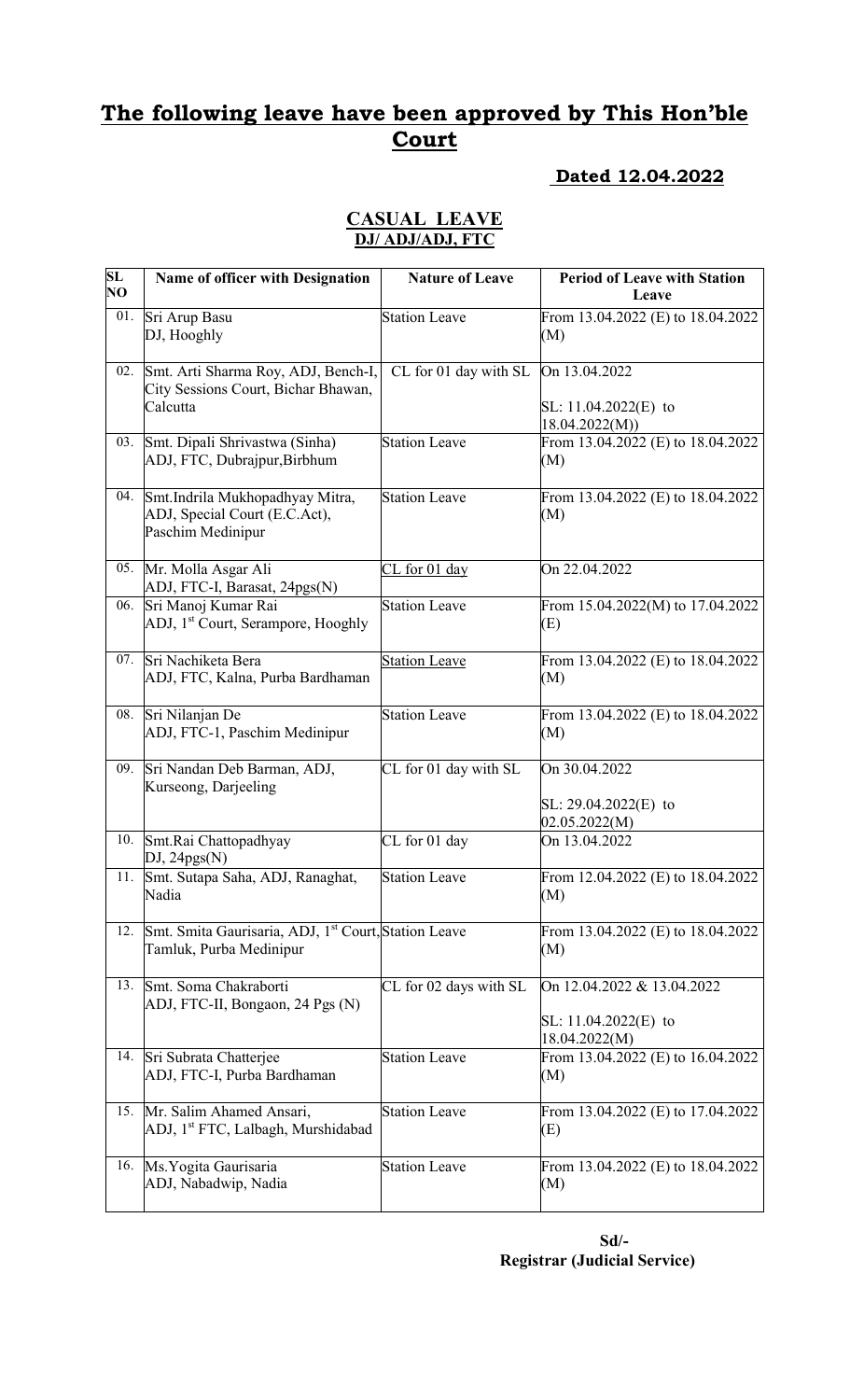# The following leave have been approved by This Hon'ble Court

**Dated 12.04.2022**

## CASUAL LEAVE
### DJ/ ADJ/ADJ, FTC

| SL NO | Name of officer with Designation | Nature of Leave | Period of Leave with Station Leave |
|---|---|---|---|
| 01. | Sri Arup Basu<br>DJ, Hooghly | Station Leave | From 13.04.2022 (E) to 18.04.2022 (M) |
| 02. | Smt. Arti Sharma Roy, ADJ, Bench-I, City Sessions Court, Bichar Bhawan, Calcutta | CL for 01 day with SL | On 13.04.2022<br><br>SL: 11.04.2022(E) to 18.04.2022(M)) |
| 03. | Smt. Dipali Shrivastwa (Sinha)<br>ADJ, FTC, Dubrajpur,Birbhum | Station Leave | From 13.04.2022 (E) to 18.04.2022 (M) |
| 04. | Smt.Indrila Mukhopadhyay Mitra, ADJ, Special Court (E.C.Act), Paschim Medinipur | Station Leave | From 13.04.2022 (E) to 18.04.2022 (M) |
| 05. | Mr. Molla Asgar Ali<br>ADJ, FTC-I, Barasat, 24pgs(N) | CL for 01 day | On 22.04.2022 |
| 06. | Sri Manoj Kumar Rai<br>ADJ, 1st Court, Serampore, Hooghly | Station Leave | From 15.04.2022(M) to 17.04.2022 (E) |
| 07. | Sri Nachiketa Bera<br>ADJ, FTC, Kalna, Purba Bardhaman | Station Leave | From 13.04.2022 (E) to 18.04.2022 (M) |
| 08. | Sri Nilanjan De<br>ADJ, FTC-1, Paschim Medinipur | Station Leave | From 13.04.2022 (E) to 18.04.2022 (M) |
| 09. | Sri Nandan Deb Barman, ADJ, Kurseong, Darjeeling | CL for 01 day with SL | On 30.04.2022<br><br>SL: 29.04.2022(E) to 02.05.2022(M) |
| 10. | Smt.Rai Chattopadhyay<br>DJ, 24pgs(N) | CL for 01 day | On 13.04.2022 |
| 11. | Smt. Sutapa Saha, ADJ, Ranaghat, Nadia | Station Leave | From 12.04.2022 (E) to 18.04.2022 (M) |
| 12. | Smt. Smita Gaurisaria, ADJ, 1st Court, Tamluk, Purba Medinipur | Station Leave | From 13.04.2022 (E) to 18.04.2022 (M) |
| 13. | Smt. Soma Chakraborti<br>ADJ, FTC-II, Bongaon, 24 Pgs (N) | CL for 02 days with SL | On 12.04.2022 & 13.04.2022<br><br>SL: 11.04.2022(E) to 18.04.2022(M) |
| 14. | Sri Subrata Chatterjee<br>ADJ, FTC-I, Purba Bardhaman | Station Leave | From 13.04.2022 (E) to 16.04.2022 (M) |
| 15. | Mr. Salim Ahamed Ansari,<br>ADJ, 1st FTC, Lalbagh, Murshidabad | Station Leave | From 13.04.2022 (E) to 17.04.2022 (E) |
| 16. | Ms.Yogita Gaurisaria<br>ADJ, Nabadwip, Nadia | Station Leave | From 13.04.2022 (E) to 18.04.2022 (M) |

**Sd/-**
**Registrar (Judicial Service)**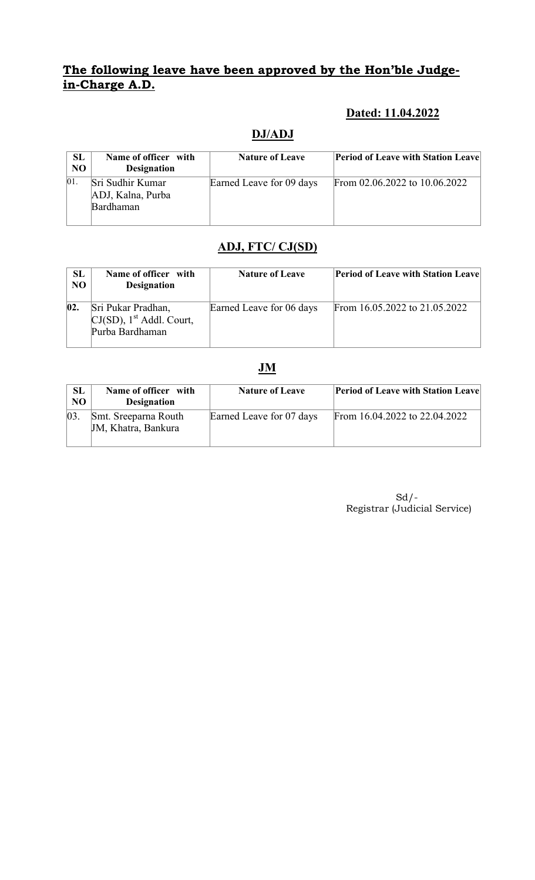## The following leave have been approved by the Hon'ble Judge-in-Charge A.D.

**Dated: 11.04.2022**

### DJ/ADJ

| SL NO | Name of officer with Designation | Nature of Leave | Period of Leave with Station Leave |
|---|---|---|---|
| 01. | Sri Sudhir Kumar ADJ, Kalna, Purba Bardhaman | Earned Leave for 09 days | From 02.06.2022 to 10.06.2022 |

### ADJ, FTC/ CJ(SD)

| SL NO | Name of officer with Designation | Nature of Leave | Period of Leave with Station Leave |
|---|---|---|---|
| **02.** | Sri Pukar Pradhan, CJ(SD), 1st Addl. Court, Purba Bardhaman | Earned Leave for 06 days | From 16.05.2022 to 21.05.2022 |

### JM

| SL NO | Name of officer with Designation | Nature of Leave | Period of Leave with Station Leave |
|---|---|---|---|
| 03. | Smt. Sreeparna Routh JM, Khatra, Bankura | Earned Leave for 07 days | From 16.04.2022 to 22.04.2022 |

Sd/-
Registrar (Judicial Service)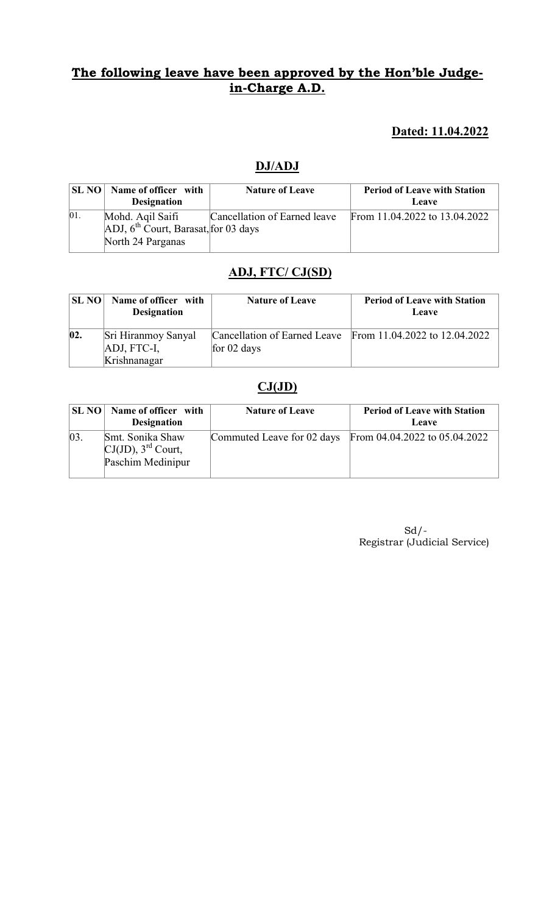## The following leave have been approved by the Hon'ble Judge-in-Charge A.D.

**Dated: 11.04.2022**

### DJ/ADJ

| SL NO | Name of officer with Designation | Nature of Leave | Period of Leave with Station Leave |
|---|---|---|---|
| 01. | Mohd. Aqil Saifi ADJ, 6th Court, Barasat, North 24 Parganas | Cancellation of Earned leave for 03 days | From 11.04.2022 to 13.04.2022 |

### ADJ, FTC/ CJ(SD)

| SL NO | Name of officer with Designation | Nature of Leave | Period of Leave with Station Leave |
|---|---|---|---|
| 02. | Sri Hiranmoy Sanyal ADJ, FTC-I, Krishnanagar | Cancellation of Earned Leave for 02 days | From 11.04.2022 to 12.04.2022 |

### CJ(JD)

| SL NO | Name of officer with Designation | Nature of Leave | Period of Leave with Station Leave |
|---|---|---|---|
| 03. | Smt. Sonika Shaw CJ(JD), 3rd Court, Paschim Medinipur | Commuted Leave for 02 days | From 04.04.2022 to 05.04.2022 |

Sd/-
Registrar (Judicial Service)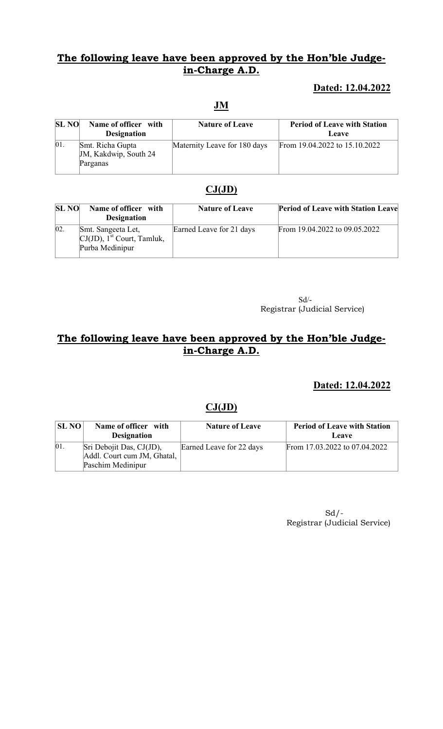## **The following leave have been approved by the Hon'ble Judge-in-Charge A.D.**

**Dated: 12.04.2022**

### **JM**

| SL NO | Name of officer with Designation | Nature of Leave | Period of Leave with Station Leave |
|---|---|---|---|
| 01. | Smt. Richa Gupta JM, Kakdwip, South 24 Parganas | Maternity Leave for 180 days | From 19.04.2022 to 15.10.2022 |

### **CJ(JD)**

| SL NO | Name of officer with Designation | Nature of Leave | Period of Leave with Station Leave |
|---|---|---|---|
| 02. | Smt. Sangeeta Let, CJ(JD), 1st Court, Tamluk, Purba Medinipur | Earned Leave for 21 days | From 19.04.2022 to 09.05.2022 |

Sd/-
Registrar (Judicial Service)

## **The following leave have been approved by the Hon'ble Judge-in-Charge A.D.**

**Dated: 12.04.2022**

### **CJ(JD)**

| SL NO | Name of officer with Designation | Nature of Leave | Period of Leave with Station Leave |
|---|---|---|---|
| 01. | Sri Debojit Das, CJ(JD), Addl. Court cum JM, Ghatal, Paschim Medinipur | Earned Leave for 22 days | From 17.03.2022 to 07.04.2022 |

Sd/-
Registrar (Judicial Service)